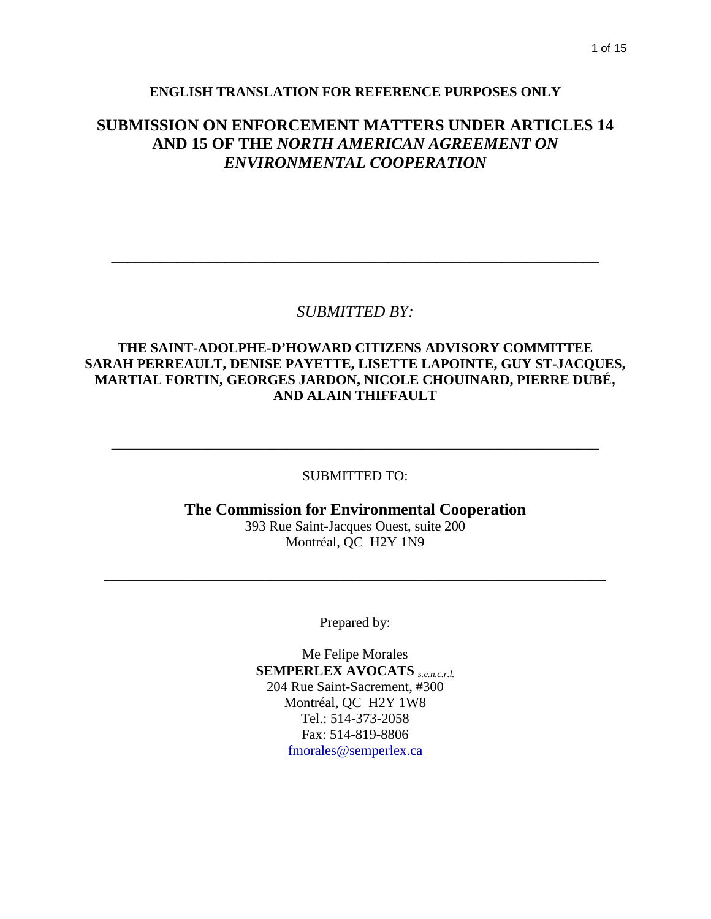**ENGLISH TRANSLATION FOR REFERENCE PURPOSES ONLY**

# SUBMISSION ON ENFORCEMENT MATTERS UNDER ARTICLES 14 AND 15 OF THE *NORTH AMERICAN AGREEMENT ON ENVIRONMENTAL COOPERATION*

---

*SUBMITTED BY:*

**THE SAINT-ADOLPHE-D'HOWARD CITIZENS ADVISORY COMMITTEE SARAH PERREAULT, DENISE PAYETTE, LISETTE LAPOINTE, GUY ST-JACQUES, MARTIAL FORTIN, GEORGES JARDON, NICOLE CHOUINARD, PIERRE DUBÉ, AND ALAIN THIFFAULT**

---

SUBMITTED TO:

**The Commission for Environmental Cooperation**
393 Rue Saint-Jacques Ouest, suite 200
Montréal, QC H2Y 1N9

---

Prepared by:

Me Felipe Morales
**SEMPERLEX AVOCATS** *s.e.n.c.r.l.*
204 Rue Saint-Sacrement, #300
Montréal, QC H2Y 1W8
Tel.: 514-373-2058
Fax: 514-819-8806
fmorales@semperlex.ca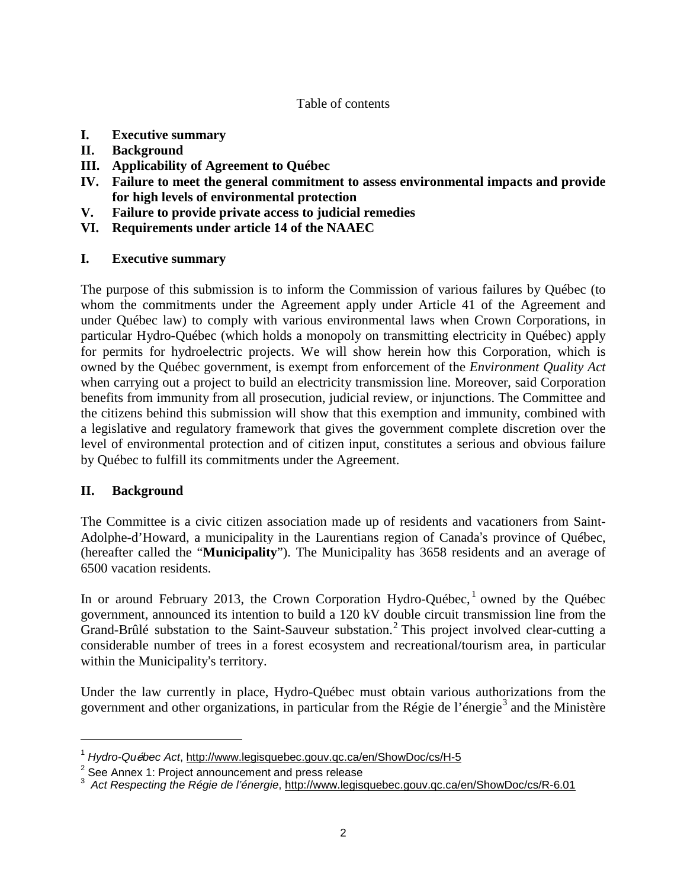Table of contents

**I. Executive summary**
**II. Background**
**III. Applicability of Agreement to Québec**
**IV. Failure to meet the general commitment to assess environmental impacts and provide for high levels of environmental protection**
**V. Failure to provide private access to judicial remedies**
**VI. Requirements under article 14 of the NAAEC**

## I. Executive summary

The purpose of this submission is to inform the Commission of various failures by Québec (to whom the commitments under the Agreement apply under Article 41 of the Agreement and under Québec law) to comply with various environmental laws when Crown Corporations, in particular Hydro-Québec (which holds a monopoly on transmitting electricity in Québec) apply for permits for hydroelectric projects. We will show herein how this Corporation, which is owned by the Québec government, is exempt from enforcement of the *Environment Quality Act* when carrying out a project to build an electricity transmission line. Moreover, said Corporation benefits from immunity from all prosecution, judicial review, or injunctions. The Committee and the citizens behind this submission will show that this exemption and immunity, combined with a legislative and regulatory framework that gives the government complete discretion over the level of environmental protection and of citizen input, constitutes a serious and obvious failure by Québec to fulfill its commitments under the Agreement.

## II. Background

The Committee is a civic citizen association made up of residents and vacationers from Saint-Adolphe-d'Howard, a municipality in the Laurentians region of Canada's province of Québec, (hereafter called the "**Municipality**"). The Municipality has 3658 residents and an average of 6500 vacation residents.

In or around February 2013, the Crown Corporation Hydro-Québec,[1] owned by the Québec government, announced its intention to build a 120 kV double circuit transmission line from the Grand-Brûlé substation to the Saint-Sauveur substation.[2] This project involved clear-cutting a considerable number of trees in a forest ecosystem and recreational/tourism area, in particular within the Municipality's territory.

Under the law currently in place, Hydro-Québec must obtain various authorizations from the government and other organizations, in particular from the Régie de l'énergie[3] and the Ministère

---

[1] *Hydro-Québec Act*, http://www.legisquebec.gouv.qc.ca/en/ShowDoc/cs/H-5

[2] See Annex 1: Project announcement and press release

[3] *Act Respecting the Régie de l'énergie*, http://www.legisquebec.gouv.qc.ca/en/ShowDoc/cs/R-6.01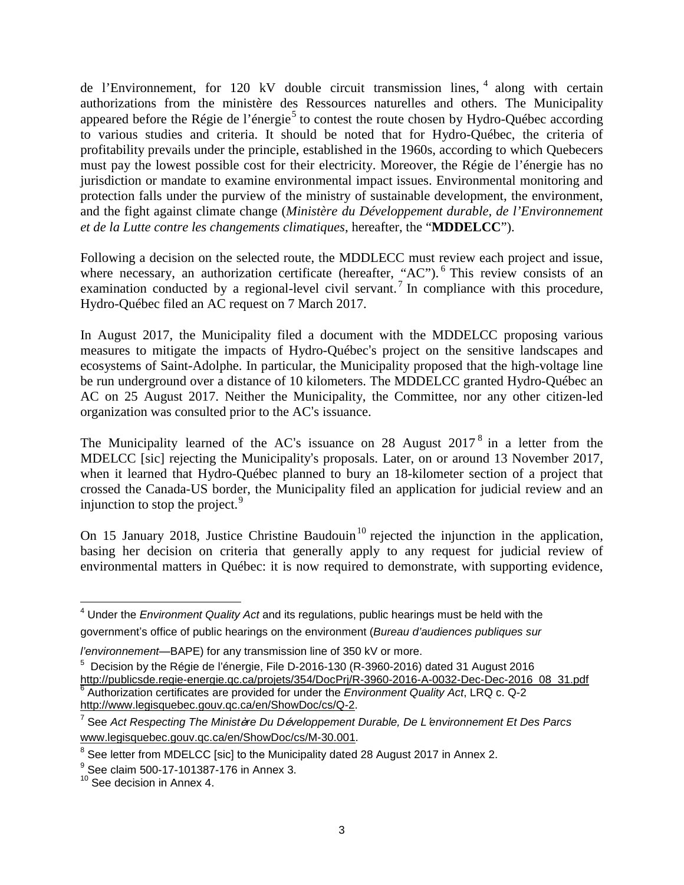de l'Environnement, for 120 kV double circuit transmission lines, [4] along with certain authorizations from the ministère des Ressources naturelles and others. The Municipality appeared before the Régie de l'énergie[5] to contest the route chosen by Hydro-Québec according to various studies and criteria. It should be noted that for Hydro-Québec, the criteria of profitability prevails under the principle, established in the 1960s, according to which Quebecers must pay the lowest possible cost for their electricity. Moreover, the Régie de l'énergie has no jurisdiction or mandate to examine environmental impact issues. Environmental monitoring and protection falls under the purview of the ministry of sustainable development, the environment, and the fight against climate change (*Ministère du Développement durable, de l'Environnement et de la Lutte contre les changements climatiques*, hereafter, the "**MDDELCC**").

Following a decision on the selected route, the MDDLECC must review each project and issue, where necessary, an authorization certificate (hereafter, "AC"). [6] This review consists of an examination conducted by a regional-level civil servant. [7] In compliance with this procedure, Hydro-Québec filed an AC request on 7 March 2017.

In August 2017, the Municipality filed a document with the MDDELCC proposing various measures to mitigate the impacts of Hydro-Québec's project on the sensitive landscapes and ecosystems of Saint-Adolphe. In particular, the Municipality proposed that the high-voltage line be run underground over a distance of 10 kilometers. The MDDELCC granted Hydro-Québec an AC on 25 August 2017. Neither the Municipality, the Committee, nor any other citizen-led organization was consulted prior to the AC's issuance.

The Municipality learned of the AC's issuance on 28 August 2017[8] in a letter from the MDELCC [sic] rejecting the Municipality's proposals. Later, on or around 13 November 2017, when it learned that Hydro-Québec planned to bury an 18-kilometer section of a project that crossed the Canada-US border, the Municipality filed an application for judicial review and an injunction to stop the project.[9]

On 15 January 2018, Justice Christine Baudouin[10] rejected the injunction in the application, basing her decision on criteria that generally apply to any request for judicial review of environmental matters in Québec: it is now required to demonstrate, with supporting evidence,

---

[4] Under the *Environment Quality Act* and its regulations, public hearings must be held with the government's office of public hearings on the environment (*Bureau d'audiences publiques sur l'environnement*—BAPE) for any transmission line of 350 kV or more.

[5] Decision by the Régie de l'énergie, File D-2016-130 (R-3960-2016) dated 31 August 2016 http://publicsde.regie-energie.qc.ca/projets/354/DocPrj/R-3960-2016-A-0032-Dec-Dec-2016_08_31.pdf

[6] Authorization certificates are provided for under the *Environment Quality Act*, LRQ c. Q-2 http://www.legisquebec.gouv.qc.ca/en/ShowDoc/cs/Q-2.

[7] See *Act Respecting The Ministère Du Développement Durable, De L'environnement Et Des Parcs* www.legisquebec.gouv.qc.ca/en/ShowDoc/cs/M-30.001.

[8] See letter from MDELCC [sic] to the Municipality dated 28 August 2017 in Annex 2.

[9] See claim 500-17-101387-176 in Annex 3.

[10] See decision in Annex 4.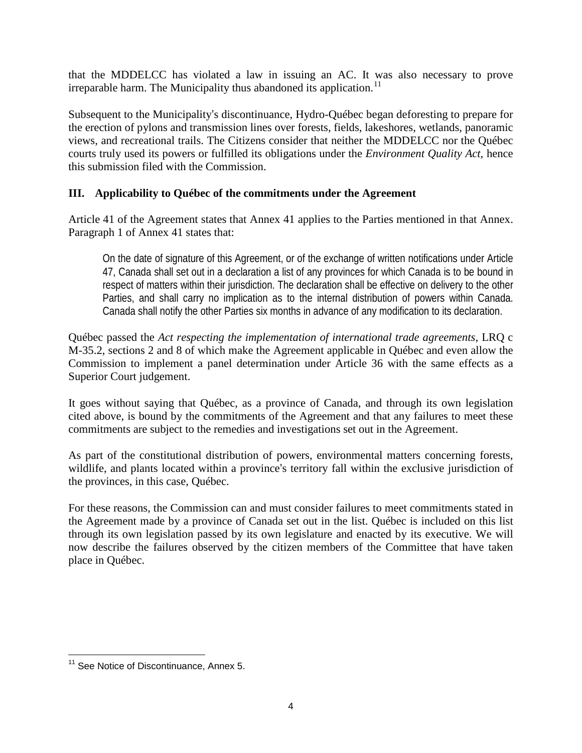that the MDDELCC has violated a law in issuing an AC. It was also necessary to prove irreparable harm. The Municipality thus abandoned its application.[11]

Subsequent to the Municipality's discontinuance, Hydro-Québec began deforesting to prepare for the erection of pylons and transmission lines over forests, fields, lakeshores, wetlands, panoramic views, and recreational trails. The Citizens consider that neither the MDDELCC nor the Québec courts truly used its powers or fulfilled its obligations under the *Environment Quality Act*, hence this submission filed with the Commission.

### III. Applicability to Québec of the commitments under the Agreement

Article 41 of the Agreement states that Annex 41 applies to the Parties mentioned in that Annex. Paragraph 1 of Annex 41 states that:

> On the date of signature of this Agreement, or of the exchange of written notifications under Article 47, Canada shall set out in a declaration a list of any provinces for which Canada is to be bound in respect of matters within their jurisdiction. The declaration shall be effective on delivery to the other Parties, and shall carry no implication as to the internal distribution of powers within Canada. Canada shall notify the other Parties six months in advance of any modification to its declaration.

Québec passed the *Act respecting the implementation of international trade agreements*, LRQ c M-35.2, sections 2 and 8 of which make the Agreement applicable in Québec and even allow the Commission to implement a panel determination under Article 36 with the same effects as a Superior Court judgement.

It goes without saying that Québec, as a province of Canada, and through its own legislation cited above, is bound by the commitments of the Agreement and that any failures to meet these commitments are subject to the remedies and investigations set out in the Agreement.

As part of the constitutional distribution of powers, environmental matters concerning forests, wildlife, and plants located within a province's territory fall within the exclusive jurisdiction of the provinces, in this case, Québec.

For these reasons, the Commission can and must consider failures to meet commitments stated in the Agreement made by a province of Canada set out in the list. Québec is included on this list through its own legislation passed by its own legislature and enacted by its executive. We will now describe the failures observed by the citizen members of the Committee that have taken place in Québec.

---

[11] See Notice of Discontinuance, Annex 5.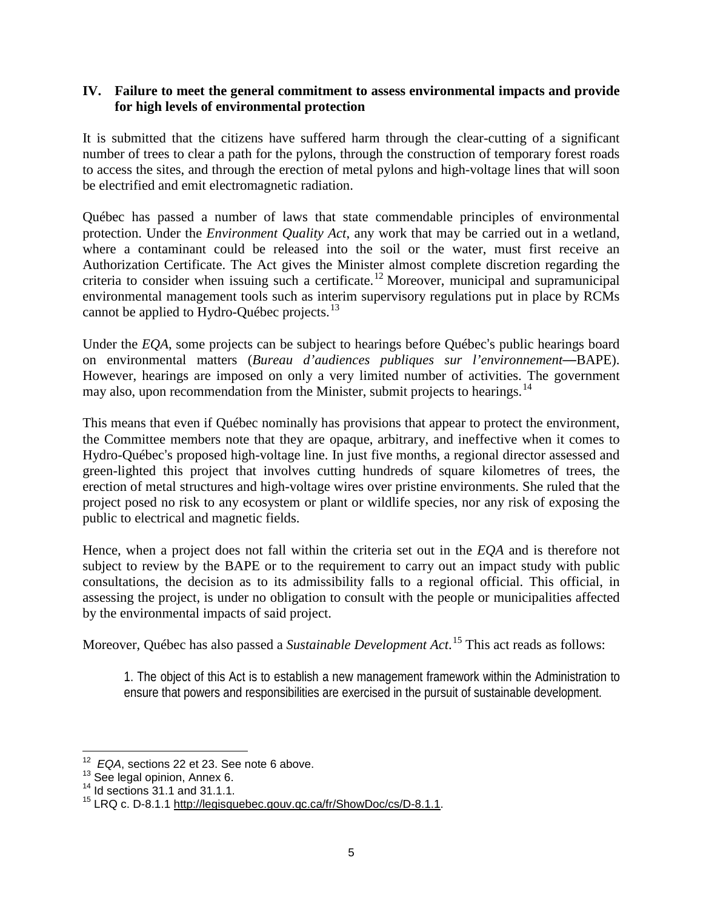## IV. Failure to meet the general commitment to assess environmental impacts and provide for high levels of environmental protection

It is submitted that the citizens have suffered harm through the clear-cutting of a significant number of trees to clear a path for the pylons, through the construction of temporary forest roads to access the sites, and through the erection of metal pylons and high-voltage lines that will soon be electrified and emit electromagnetic radiation.

Québec has passed a number of laws that state commendable principles of environmental protection. Under the *Environment Quality Act*, any work that may be carried out in a wetland, where a contaminant could be released into the soil or the water, must first receive an Authorization Certificate. The Act gives the Minister almost complete discretion regarding the criteria to consider when issuing such a certificate.[12] Moreover, municipal and supramunicipal environmental management tools such as interim supervisory regulations put in place by RCMs cannot be applied to Hydro-Québec projects.[13]

Under the *EQA*, some projects can be subject to hearings before Québec's public hearings board on environmental matters (*Bureau d'audiences publiques sur l'environnement*—BAPE). However, hearings are imposed on only a very limited number of activities. The government may also, upon recommendation from the Minister, submit projects to hearings.[14]

This means that even if Québec nominally has provisions that appear to protect the environment, the Committee members note that they are opaque, arbitrary, and ineffective when it comes to Hydro-Québec's proposed high-voltage line. In just five months, a regional director assessed and green-lighted this project that involves cutting hundreds of square kilometres of trees, the erection of metal structures and high-voltage wires over pristine environments. She ruled that the project posed no risk to any ecosystem or plant or wildlife species, nor any risk of exposing the public to electrical and magnetic fields.

Hence, when a project does not fall within the criteria set out in the *EQA* and is therefore not subject to review by the BAPE or to the requirement to carry out an impact study with public consultations, the decision as to its admissibility falls to a regional official. This official, in assessing the project, is under no obligation to consult with the people or municipalities affected by the environmental impacts of said project.

Moreover, Québec has also passed a *Sustainable Development Act*.[15] This act reads as follows:

> 1. The object of this Act is to establish a new management framework within the Administration to ensure that powers and responsibilities are exercised in the pursuit of sustainable development.

---

[12] *EQA*, sections 22 et 23. See note 6 above.

[13] See legal opinion, Annex 6.

[14] Id sections 31.1 and 31.1.1.

[15] LRQ c. D-8.1.1 http://legisquebec.gouv.qc.ca/fr/ShowDoc/cs/D-8.1.1.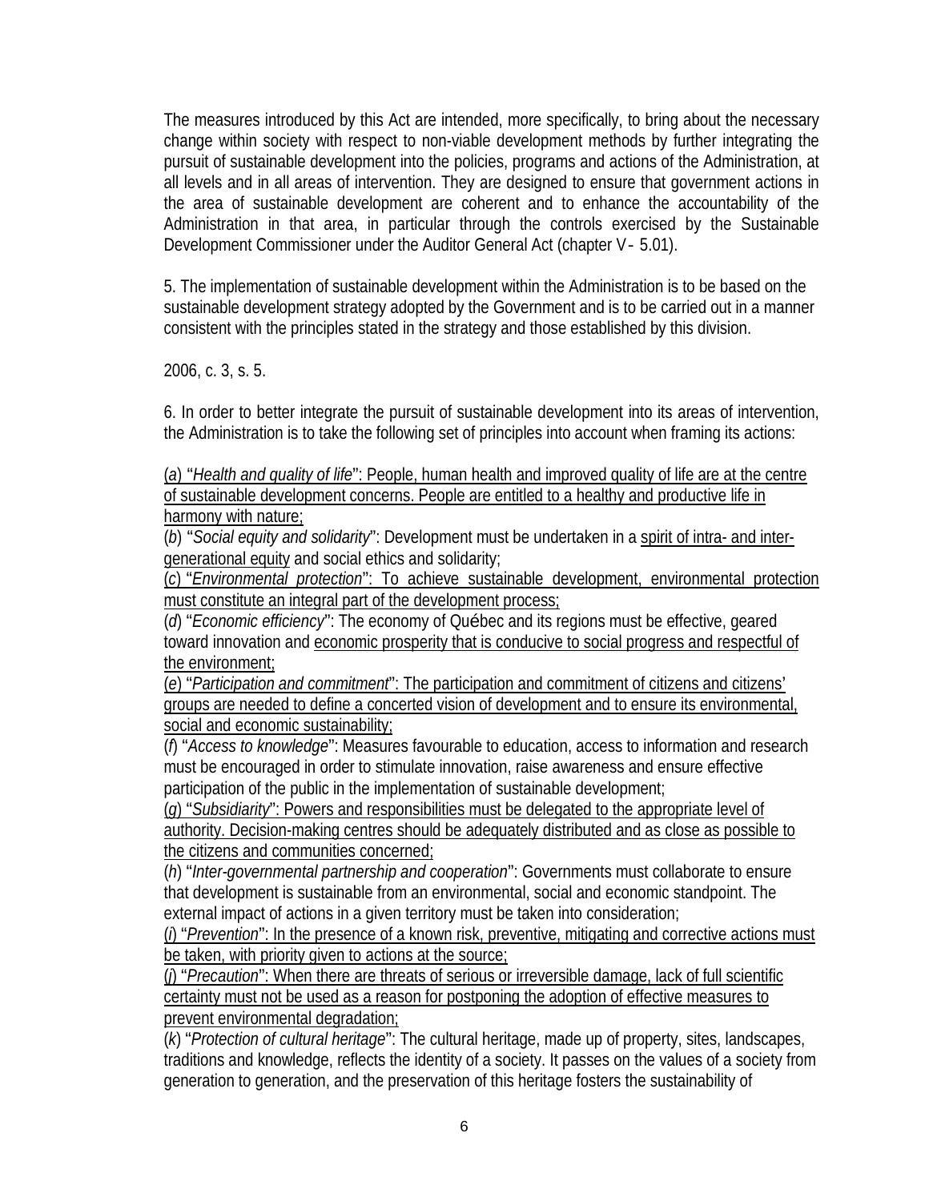The measures introduced by this Act are intended, more specifically, to bring about the necessary change within society with respect to non-viable development methods by further integrating the pursuit of sustainable development into the policies, programs and actions of the Administration, at all levels and in all areas of intervention. They are designed to ensure that government actions in the area of sustainable development are coherent and to enhance the accountability of the Administration in that area, in particular through the controls exercised by the Sustainable Development Commissioner under the Auditor General Act (chapter V‑ 5.01).

5. The implementation of sustainable development within the Administration is to be based on the sustainable development strategy adopted by the Government and is to be carried out in a manner consistent with the principles stated in the strategy and those established by this division.

2006, c. 3, s. 5.

6. In order to better integrate the pursuit of sustainable development into its areas of intervention, the Administration is to take the following set of principles into account when framing its actions:

(*a*) "*Health and quality of life*": People, human health and improved quality of life are at the centre of sustainable development concerns. People are entitled to a healthy and productive life in harmony with nature;
(*b*) "*Social equity and solidarity*": Development must be undertaken in a spirit of intra- and inter-generational equity and social ethics and solidarity;
(*c*) "*Environmental protection*": To achieve sustainable development, environmental protection must constitute an integral part of the development process;
(*d*) "*Economic efficiency*": The economy of Québec and its regions must be effective, geared toward innovation and economic prosperity that is conducive to social progress and respectful of the environment;
(*e*) "*Participation and commitment*": The participation and commitment of citizens and citizens' groups are needed to define a concerted vision of development and to ensure its environmental, social and economic sustainability;
(*f*) "*Access to knowledge*": Measures favourable to education, access to information and research must be encouraged in order to stimulate innovation, raise awareness and ensure effective participation of the public in the implementation of sustainable development;
(*g*) "*Subsidiarity*": Powers and responsibilities must be delegated to the appropriate level of authority. Decision-making centres should be adequately distributed and as close as possible to the citizens and communities concerned;
(*h*) "*Inter-governmental partnership and cooperation*": Governments must collaborate to ensure that development is sustainable from an environmental, social and economic standpoint. The external impact of actions in a given territory must be taken into consideration;
(*i*) "*Prevention*": In the presence of a known risk, preventive, mitigating and corrective actions must be taken, with priority given to actions at the source;
(*j*) "*Precaution*": When there are threats of serious or irreversible damage, lack of full scientific certainty must not be used as a reason for postponing the adoption of effective measures to prevent environmental degradation;
(*k*) "*Protection of cultural heritage*": The cultural heritage, made up of property, sites, landscapes, traditions and knowledge, reflects the identity of a society. It passes on the values of a society from generation to generation, and the preservation of this heritage fosters the sustainability of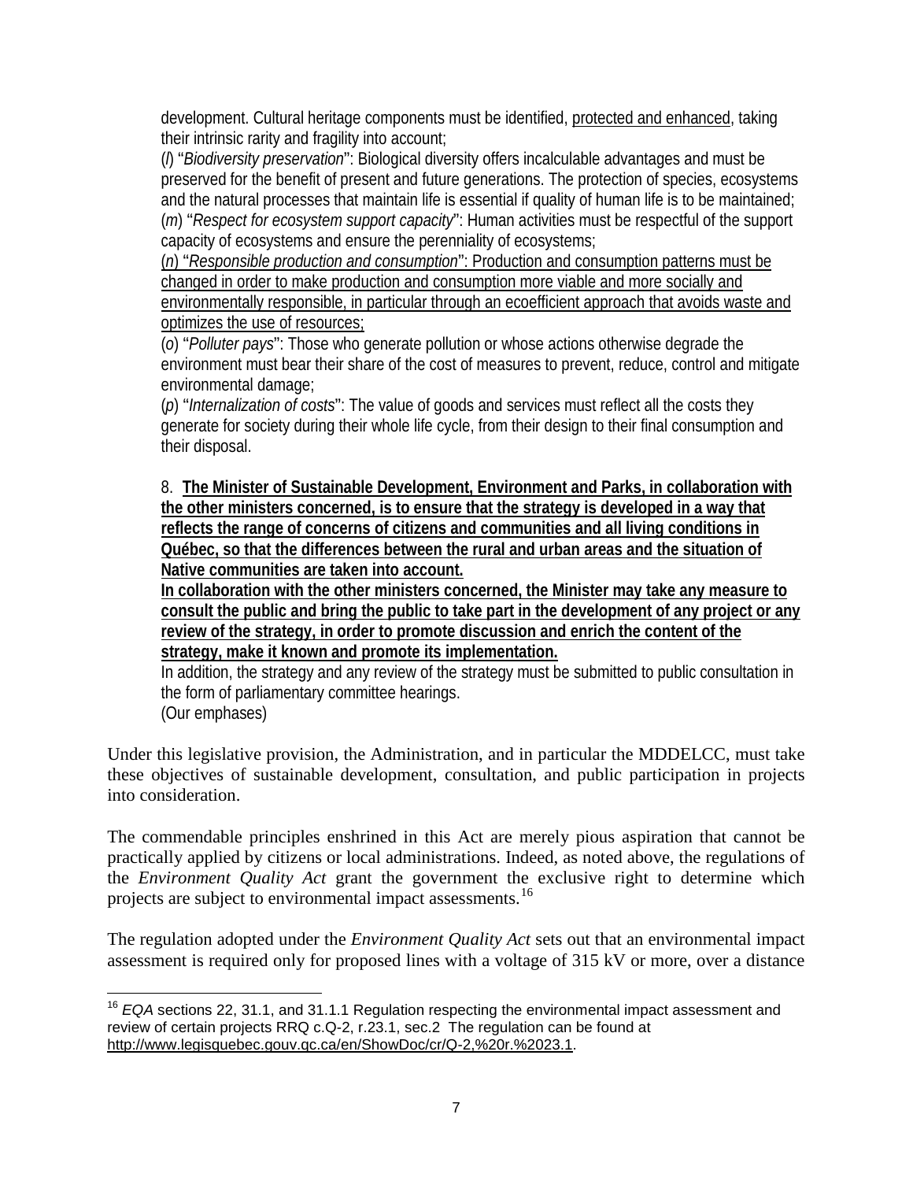development. Cultural heritage components must be identified, <u>protected and enhanced</u>, taking their intrinsic rarity and fragility into account;

(*l*) "*Biodiversity preservation*": Biological diversity offers incalculable advantages and must be preserved for the benefit of present and future generations. The protection of species, ecosystems and the natural processes that maintain life is essential if quality of human life is to be maintained;

(*m*) "*Respect for ecosystem support capacity*": Human activities must be respectful of the support capacity of ecosystems and ensure the perenniality of ecosystems;

<u>(*n*) "*Responsible production and consumption*": Production and consumption patterns must be changed in order to make production and consumption more viable and more socially and environmentally responsible, in particular through an ecoefficient approach that avoids waste and optimizes the use of resources;</u>

(*o*) "*Polluter pays*": Those who generate pollution or whose actions otherwise degrade the environment must bear their share of the cost of measures to prevent, reduce, control and mitigate environmental damage;

(*p*) "*Internalization of costs*": The value of goods and services must reflect all the costs they generate for society during their whole life cycle, from their design to their final consumption and their disposal.

8. **<u>The Minister of Sustainable Development, Environment and Parks, in collaboration with the other ministers concerned, is to ensure that the strategy is developed in a way that reflects the range of concerns of citizens and communities and all living conditions in Québec, so that the differences between the rural and urban areas and the situation of Native communities are taken into account.</u>**

**<u>In collaboration with the other ministers concerned, the Minister may take any measure to consult the public and bring the public to take part in the development of any project or any review of the strategy, in order to promote discussion and enrich the content of the strategy, make it known and promote its implementation.</u>**

In addition, the strategy and any review of the strategy must be submitted to public consultation in the form of parliamentary committee hearings.

(Our emphases)

Under this legislative provision, the Administration, and in particular the MDDELCC, must take these objectives of sustainable development, consultation, and public participation in projects into consideration.

The commendable principles enshrined in this Act are merely pious aspiration that cannot be practically applied by citizens or local administrations. Indeed, as noted above, the regulations of the *Environment Quality Act* grant the government the exclusive right to determine which projects are subject to environmental impact assessments.[16]

The regulation adopted under the *Environment Quality Act* sets out that an environmental impact assessment is required only for proposed lines with a voltage of 315 kV or more, over a distance

[16] *EQA* sections 22, 31.1, and 31.1.1 Regulation respecting the environmental impact assessment and review of certain projects RRQ c.Q-2, r.23.1, sec.2 The regulation can be found at http://www.legisquebec.gouv.qc.ca/en/ShowDoc/cr/Q-2,%20r.%2023.1.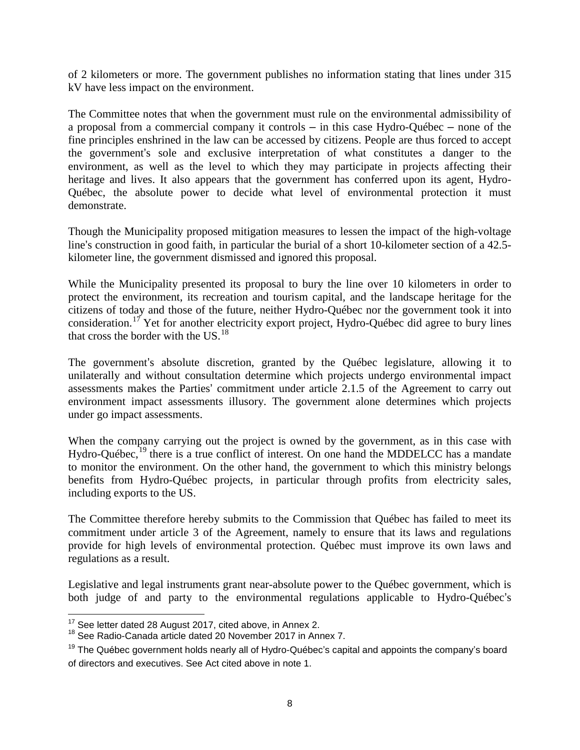of 2 kilometers or more. The government publishes no information stating that lines under 315 kV have less impact on the environment.

The Committee notes that when the government must rule on the environmental admissibility of a proposal from a commercial company it controls – in this case Hydro-Québec – none of the fine principles enshrined in the law can be accessed by citizens. People are thus forced to accept the government's sole and exclusive interpretation of what constitutes a danger to the environment, as well as the level to which they may participate in projects affecting their heritage and lives. It also appears that the government has conferred upon its agent, Hydro-Québec, the absolute power to decide what level of environmental protection it must demonstrate.

Though the Municipality proposed mitigation measures to lessen the impact of the high-voltage line's construction in good faith, in particular the burial of a short 10-kilometer section of a 42.5-kilometer line, the government dismissed and ignored this proposal.

While the Municipality presented its proposal to bury the line over 10 kilometers in order to protect the environment, its recreation and tourism capital, and the landscape heritage for the citizens of today and those of the future, neither Hydro-Québec nor the government took it into consideration.[17] Yet for another electricity export project, Hydro-Québec did agree to bury lines that cross the border with the US.[18]

The government's absolute discretion, granted by the Québec legislature, allowing it to unilaterally and without consultation determine which projects undergo environmental impact assessments makes the Parties' commitment under article 2.1.5 of the Agreement to carry out environment impact assessments illusory. The government alone determines which projects under go impact assessments.

When the company carrying out the project is owned by the government, as in this case with Hydro-Québec,[19] there is a true conflict of interest. On one hand the MDDELCC has a mandate to monitor the environment. On the other hand, the government to which this ministry belongs benefits from Hydro-Québec projects, in particular through profits from electricity sales, including exports to the US.

The Committee therefore hereby submits to the Commission that Québec has failed to meet its commitment under article 3 of the Agreement, namely to ensure that its laws and regulations provide for high levels of environmental protection. Québec must improve its own laws and regulations as a result.

Legislative and legal instruments grant near-absolute power to the Québec government, which is both judge of and party to the environmental regulations applicable to Hydro-Québec's

---

[17] See letter dated 28 August 2017, cited above, in Annex 2.

[18] See Radio-Canada article dated 20 November 2017 in Annex 7.

[19] The Québec government holds nearly all of Hydro-Québec's capital and appoints the company's board of directors and executives. See Act cited above in note 1.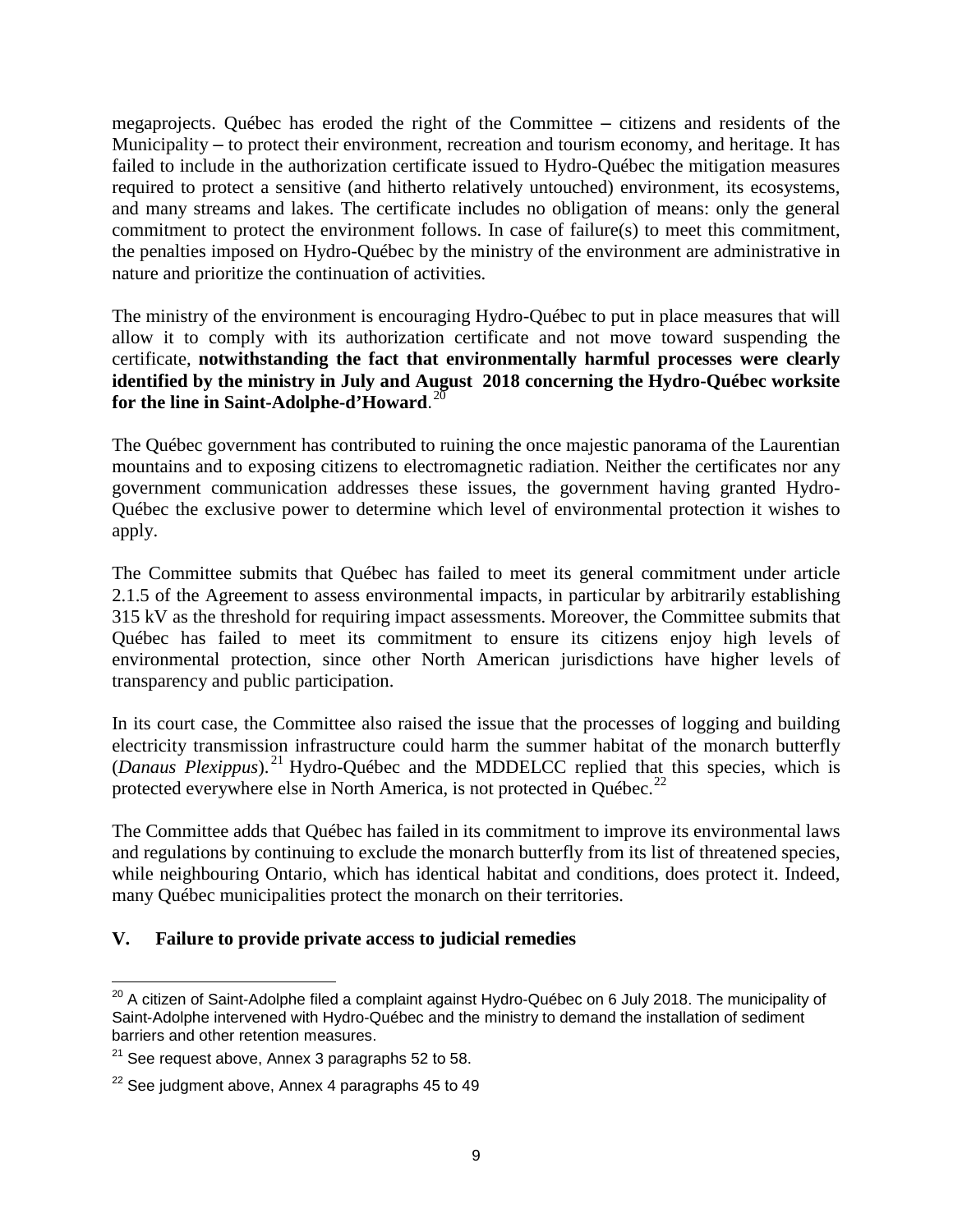megaprojects. Québec has eroded the right of the Committee – citizens and residents of the Municipality – to protect their environment, recreation and tourism economy, and heritage. It has failed to include in the authorization certificate issued to Hydro-Québec the mitigation measures required to protect a sensitive (and hitherto relatively untouched) environment, its ecosystems, and many streams and lakes. The certificate includes no obligation of means: only the general commitment to protect the environment follows. In case of failure(s) to meet this commitment, the penalties imposed on Hydro-Québec by the ministry of the environment are administrative in nature and prioritize the continuation of activities.

The ministry of the environment is encouraging Hydro-Québec to put in place measures that will allow it to comply with its authorization certificate and not move toward suspending the certificate, **notwithstanding the fact that environmentally harmful processes were clearly identified by the ministry in July and August 2018 concerning the Hydro-Québec worksite for the line in Saint-Adolphe-d'Howard**.[20]

The Québec government has contributed to ruining the once majestic panorama of the Laurentian mountains and to exposing citizens to electromagnetic radiation. Neither the certificates nor any government communication addresses these issues, the government having granted Hydro-Québec the exclusive power to determine which level of environmental protection it wishes to apply.

The Committee submits that Québec has failed to meet its general commitment under article 2.1.5 of the Agreement to assess environmental impacts, in particular by arbitrarily establishing 315 kV as the threshold for requiring impact assessments. Moreover, the Committee submits that Québec has failed to meet its commitment to ensure its citizens enjoy high levels of environmental protection, since other North American jurisdictions have higher levels of transparency and public participation.

In its court case, the Committee also raised the issue that the processes of logging and building electricity transmission infrastructure could harm the summer habitat of the monarch butterfly (*Danaus Plexippus*).[21] Hydro-Québec and the MDDELCC replied that this species, which is protected everywhere else in North America, is not protected in Québec.[22]

The Committee adds that Québec has failed in its commitment to improve its environmental laws and regulations by continuing to exclude the monarch butterfly from its list of threatened species, while neighbouring Ontario, which has identical habitat and conditions, does protect it. Indeed, many Québec municipalities protect the monarch on their territories.

## V. Failure to provide private access to judicial remedies

---

[20] A citizen of Saint-Adolphe filed a complaint against Hydro-Québec on 6 July 2018. The municipality of Saint-Adolphe intervened with Hydro-Québec and the ministry to demand the installation of sediment barriers and other retention measures.

[21] See request above, Annex 3 paragraphs 52 to 58.

[22] See judgment above, Annex 4 paragraphs 45 to 49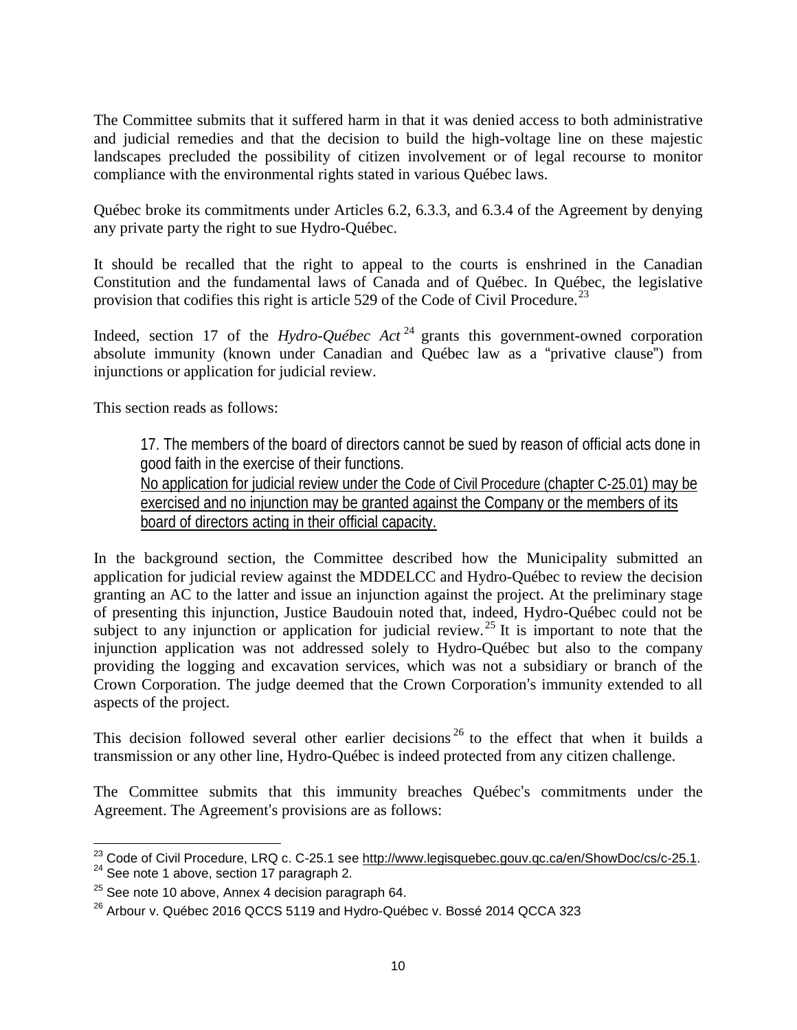The Committee submits that it suffered harm in that it was denied access to both administrative and judicial remedies and that the decision to build the high-voltage line on these majestic landscapes precluded the possibility of citizen involvement or of legal recourse to monitor compliance with the environmental rights stated in various Québec laws.

Québec broke its commitments under Articles 6.2, 6.3.3, and 6.3.4 of the Agreement by denying any private party the right to sue Hydro-Québec.

It should be recalled that the right to appeal to the courts is enshrined in the Canadian Constitution and the fundamental laws of Canada and of Québec. In Québec, the legislative provision that codifies this right is article 529 of the Code of Civil Procedure.[23]

Indeed, section 17 of the *Hydro-Québec Act*[24] grants this government-owned corporation absolute immunity (known under Canadian and Québec law as a "privative clause") from injunctions or application for judicial review.

This section reads as follows:

> 17. The members of the board of directors cannot be sued by reason of official acts done in good faith in the exercise of their functions.
> <u>No application for judicial review under the Code of Civil Procedure (chapter C-25.01) may be exercised and no injunction may be granted against the Company or the members of its board of directors acting in their official capacity.</u>

In the background section, the Committee described how the Municipality submitted an application for judicial review against the MDDELCC and Hydro-Québec to review the decision granting an AC to the latter and issue an injunction against the project. At the preliminary stage of presenting this injunction, Justice Baudouin noted that, indeed, Hydro-Québec could not be subject to any injunction or application for judicial review.[25] It is important to note that the injunction application was not addressed solely to Hydro-Québec but also to the company providing the logging and excavation services, which was not a subsidiary or branch of the Crown Corporation. The judge deemed that the Crown Corporation's immunity extended to all aspects of the project.

This decision followed several other earlier decisions[26] to the effect that when it builds a transmission or any other line, Hydro-Québec is indeed protected from any citizen challenge.

The Committee submits that this immunity breaches Québec's commitments under the Agreement. The Agreement's provisions are as follows:

---

[23] Code of Civil Procedure, LRQ c. C-25.1 see http://www.legisquebec.gouv.qc.ca/en/ShowDoc/cs/c-25.1.

[24] See note 1 above, section 17 paragraph 2.

[25] See note 10 above, Annex 4 decision paragraph 64.

[26] Arbour v. Québec 2016 QCCS 5119 and Hydro-Québec v. Bossé 2014 QCCA 323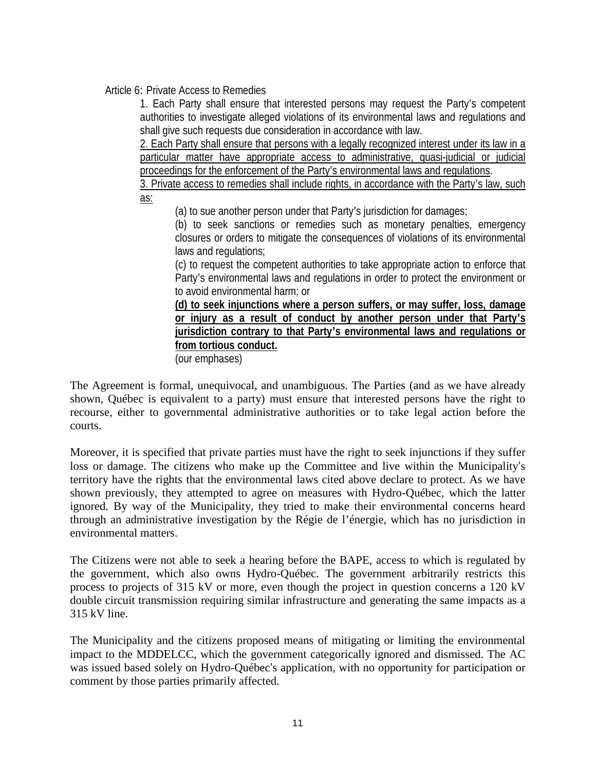Article 6: Private Access to Remedies

> 1. Each Party shall ensure that interested persons may request the Party's competent authorities to investigate alleged violations of its environmental laws and regulations and shall give such requests due consideration in accordance with law.
>
> <u>2. Each Party shall ensure that persons with a legally recognized interest under its law in a particular matter have appropriate access to administrative, quasi-judicial or judicial proceedings for the enforcement of the Party's environmental laws and regulations</u>.
>
> <u>3. Private access to remedies shall include rights, in accordance with the Party's law, such as:</u>
>
> > (a) to sue another person under that Party's jurisdiction for damages;
> >
> > (b) to seek sanctions or remedies such as monetary penalties, emergency closures or orders to mitigate the consequences of violations of its environmental laws and regulations;
> >
> > (c) to request the competent authorities to take appropriate action to enforce that Party's environmental laws and regulations in order to protect the environment or to avoid environmental harm; or
> >
> > <u>**(d) to seek injunctions where a person suffers, or may suffer, loss, damage or injury as a result of conduct by another person under that Party's jurisdiction contrary to that Party's environmental laws and regulations or from tortious conduct.**</u>
> >
> > (our emphases)

The Agreement is formal, unequivocal, and unambiguous. The Parties (and as we have already shown, Québec is equivalent to a party) must ensure that interested persons have the right to recourse, either to governmental administrative authorities or to take legal action before the courts.

Moreover, it is specified that private parties must have the right to seek injunctions if they suffer loss or damage. The citizens who make up the Committee and live within the Municipality's territory have the rights that the environmental laws cited above declare to protect. As we have shown previously, they attempted to agree on measures with Hydro-Québec, which the latter ignored. By way of the Municipality, they tried to make their environmental concerns heard through an administrative investigation by the Régie de l'énergie, which has no jurisdiction in environmental matters.

The Citizens were not able to seek a hearing before the BAPE, access to which is regulated by the government, which also owns Hydro-Québec. The government arbitrarily restricts this process to projects of 315 kV or more, even though the project in question concerns a 120 kV double circuit transmission requiring similar infrastructure and generating the same impacts as a 315 kV line.

The Municipality and the citizens proposed means of mitigating or limiting the environmental impact to the MDDELCC, which the government categorically ignored and dismissed. The AC was issued based solely on Hydro-Québec's application, with no opportunity for participation or comment by those parties primarily affected.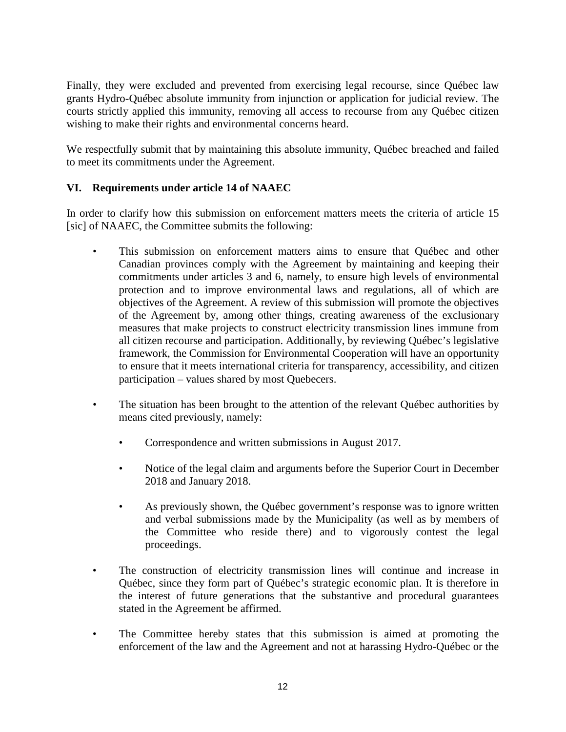Finally, they were excluded and prevented from exercising legal recourse, since Québec law grants Hydro-Québec absolute immunity from injunction or application for judicial review. The courts strictly applied this immunity, removing all access to recourse from any Québec citizen wishing to make their rights and environmental concerns heard.

We respectfully submit that by maintaining this absolute immunity, Québec breached and failed to meet its commitments under the Agreement.

## VI. Requirements under article 14 of NAAEC

In order to clarify how this submission on enforcement matters meets the criteria of article 15 [sic] of NAAEC, the Committee submits the following:

- This submission on enforcement matters aims to ensure that Québec and other Canadian provinces comply with the Agreement by maintaining and keeping their commitments under articles 3 and 6, namely, to ensure high levels of environmental protection and to improve environmental laws and regulations, all of which are objectives of the Agreement. A review of this submission will promote the objectives of the Agreement by, among other things, creating awareness of the exclusionary measures that make projects to construct electricity transmission lines immune from all citizen recourse and participation. Additionally, by reviewing Québec's legislative framework, the Commission for Environmental Cooperation will have an opportunity to ensure that it meets international criteria for transparency, accessibility, and citizen participation – values shared by most Quebecers.

- The situation has been brought to the attention of the relevant Québec authorities by means cited previously, namely:

    - Correspondence and written submissions in August 2017.

    - Notice of the legal claim and arguments before the Superior Court in December 2018 and January 2018.

    - As previously shown, the Québec government's response was to ignore written and verbal submissions made by the Municipality (as well as by members of the Committee who reside there) and to vigorously contest the legal proceedings.

- The construction of electricity transmission lines will continue and increase in Québec, since they form part of Québec's strategic economic plan. It is therefore in the interest of future generations that the substantive and procedural guarantees stated in the Agreement be affirmed.

- The Committee hereby states that this submission is aimed at promoting the enforcement of the law and the Agreement and not at harassing Hydro-Québec or the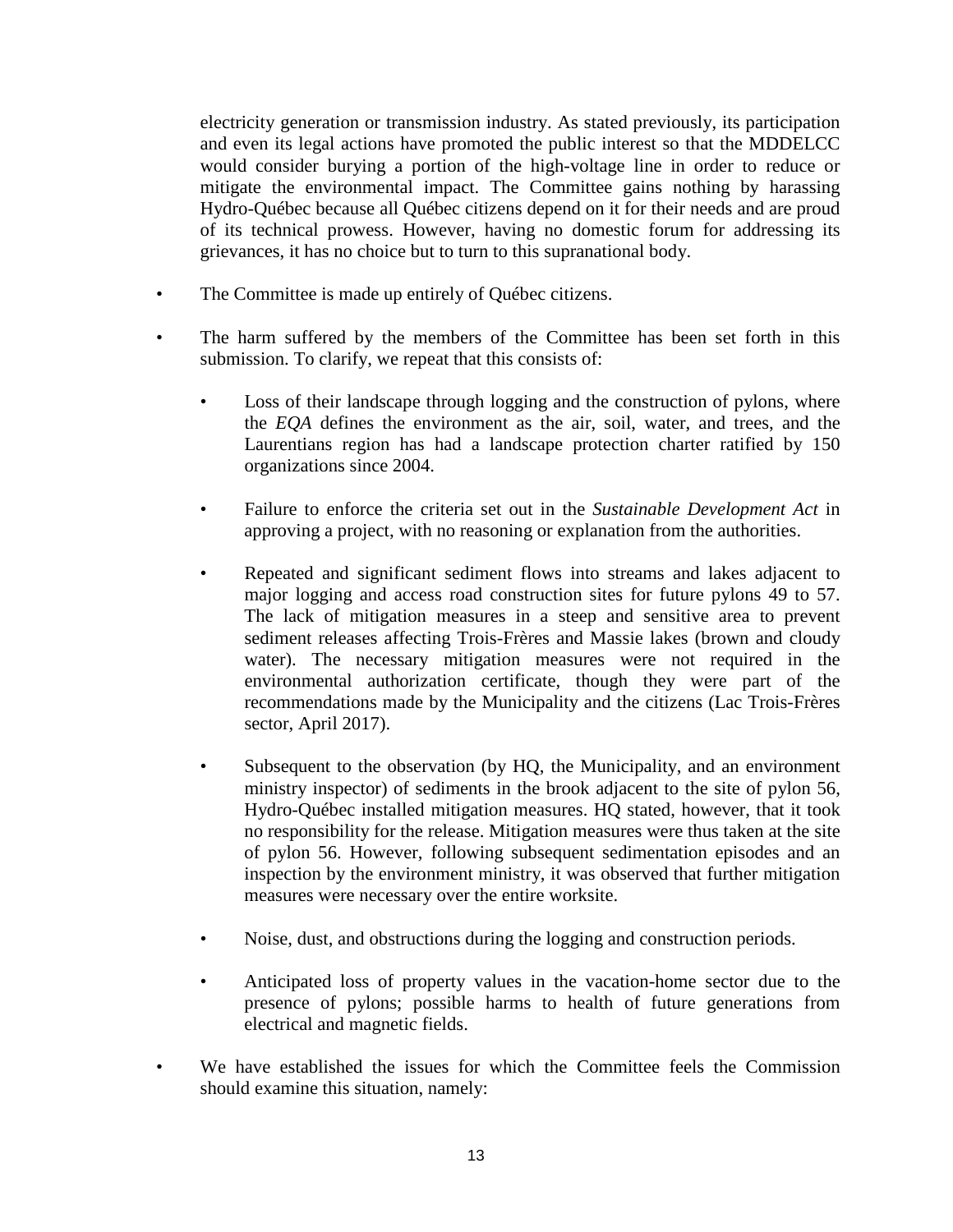electricity generation or transmission industry. As stated previously, its participation and even its legal actions have promoted the public interest so that the MDDELCC would consider burying a portion of the high-voltage line in order to reduce or mitigate the environmental impact. The Committee gains nothing by harassing Hydro-Québec because all Québec citizens depend on it for their needs and are proud of its technical prowess. However, having no domestic forum for addressing its grievances, it has no choice but to turn to this supranational body.

- The Committee is made up entirely of Québec citizens.

- The harm suffered by the members of the Committee has been set forth in this submission. To clarify, we repeat that this consists of:

    - Loss of their landscape through logging and the construction of pylons, where the *EQA* defines the environment as the air, soil, water, and trees, and the Laurentians region has had a landscape protection charter ratified by 150 organizations since 2004.

    - Failure to enforce the criteria set out in the *Sustainable Development Act* in approving a project, with no reasoning or explanation from the authorities.

    - Repeated and significant sediment flows into streams and lakes adjacent to major logging and access road construction sites for future pylons 49 to 57. The lack of mitigation measures in a steep and sensitive area to prevent sediment releases affecting Trois-Frères and Massie lakes (brown and cloudy water). The necessary mitigation measures were not required in the environmental authorization certificate, though they were part of the recommendations made by the Municipality and the citizens (Lac Trois-Frères sector, April 2017).

    - Subsequent to the observation (by HQ, the Municipality, and an environment ministry inspector) of sediments in the brook adjacent to the site of pylon 56, Hydro-Québec installed mitigation measures. HQ stated, however, that it took no responsibility for the release. Mitigation measures were thus taken at the site of pylon 56. However, following subsequent sedimentation episodes and an inspection by the environment ministry, it was observed that further mitigation measures were necessary over the entire worksite.

    - Noise, dust, and obstructions during the logging and construction periods.

    - Anticipated loss of property values in the vacation-home sector due to the presence of pylons; possible harms to health of future generations from electrical and magnetic fields.

- We have established the issues for which the Committee feels the Commission should examine this situation, namely: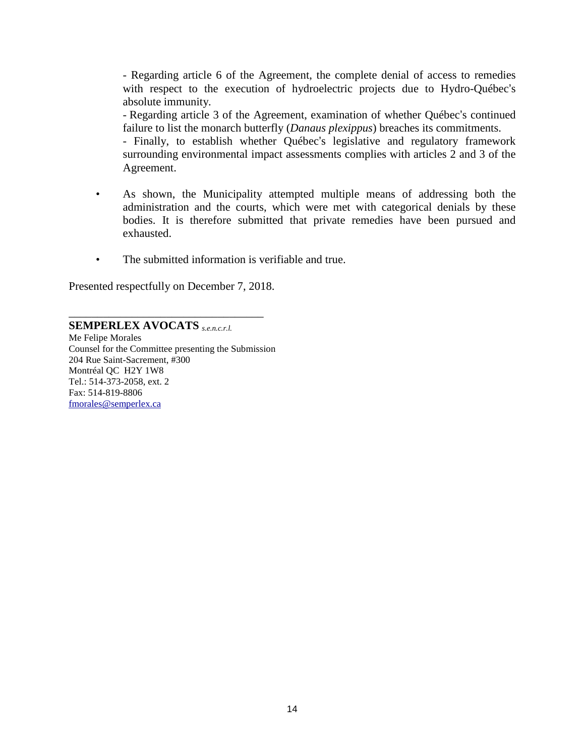- Regarding article 6 of the Agreement, the complete denial of access to remedies with respect to the execution of hydroelectric projects due to Hydro-Québec's absolute immunity.
- Regarding article 3 of the Agreement, examination of whether Québec's continued failure to list the monarch butterfly (*Danaus plexippus*) breaches its commitments.
- Finally, to establish whether Québec's legislative and regulatory framework surrounding environmental impact assessments complies with articles 2 and 3 of the Agreement.

- As shown, the Municipality attempted multiple means of addressing both the administration and the courts, which were met with categorical denials by these bodies. It is therefore submitted that private remedies have been pursued and exhausted.

- The submitted information is verifiable and true.

Presented respectfully on December 7, 2018.

___________________________________

**SEMPERLEX AVOCATS** *s.e.n.c.r.l.*
Me Felipe Morales
Counsel for the Committee presenting the Submission
204 Rue Saint-Sacrement, #300
Montréal QC H2Y 1W8
Tel.: 514-373-2058, ext. 2
Fax: 514-819-8806
fmorales@semperlex.ca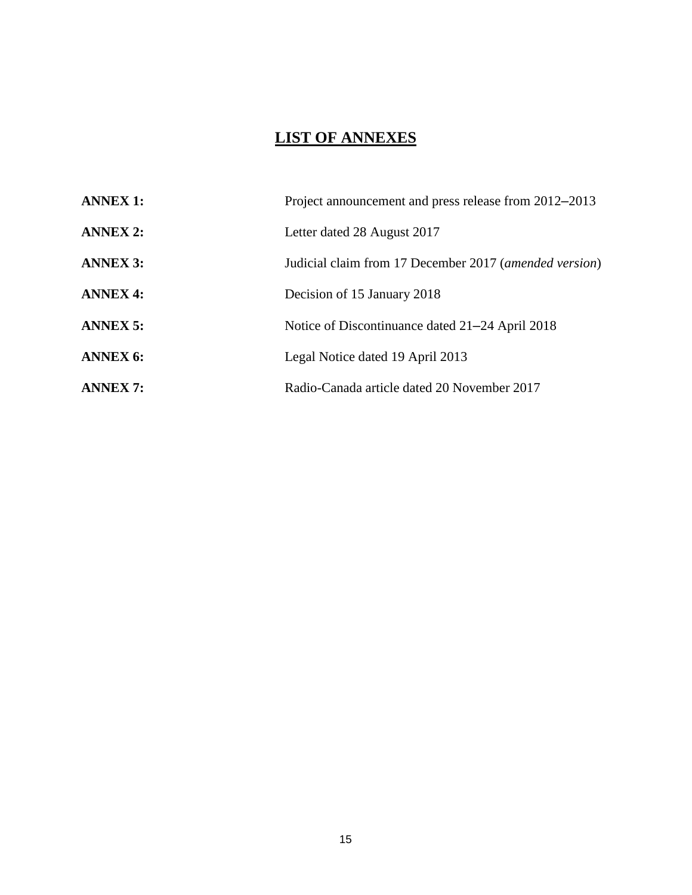# LIST OF ANNEXES

| | |
|---|---|
| **ANNEX 1:** | Project announcement and press release from 2012–2013 |
| **ANNEX 2:** | Letter dated 28 August 2017 |
| **ANNEX 3:** | Judicial claim from 17 December 2017 (*amended version*) |
| **ANNEX 4:** | Decision of 15 January 2018 |
| **ANNEX 5:** | Notice of Discontinuance dated 21–24 April 2018 |
| **ANNEX 6:** | Legal Notice dated 19 April 2013 |
| **ANNEX 7:** | Radio-Canada article dated 20 November 2017 |